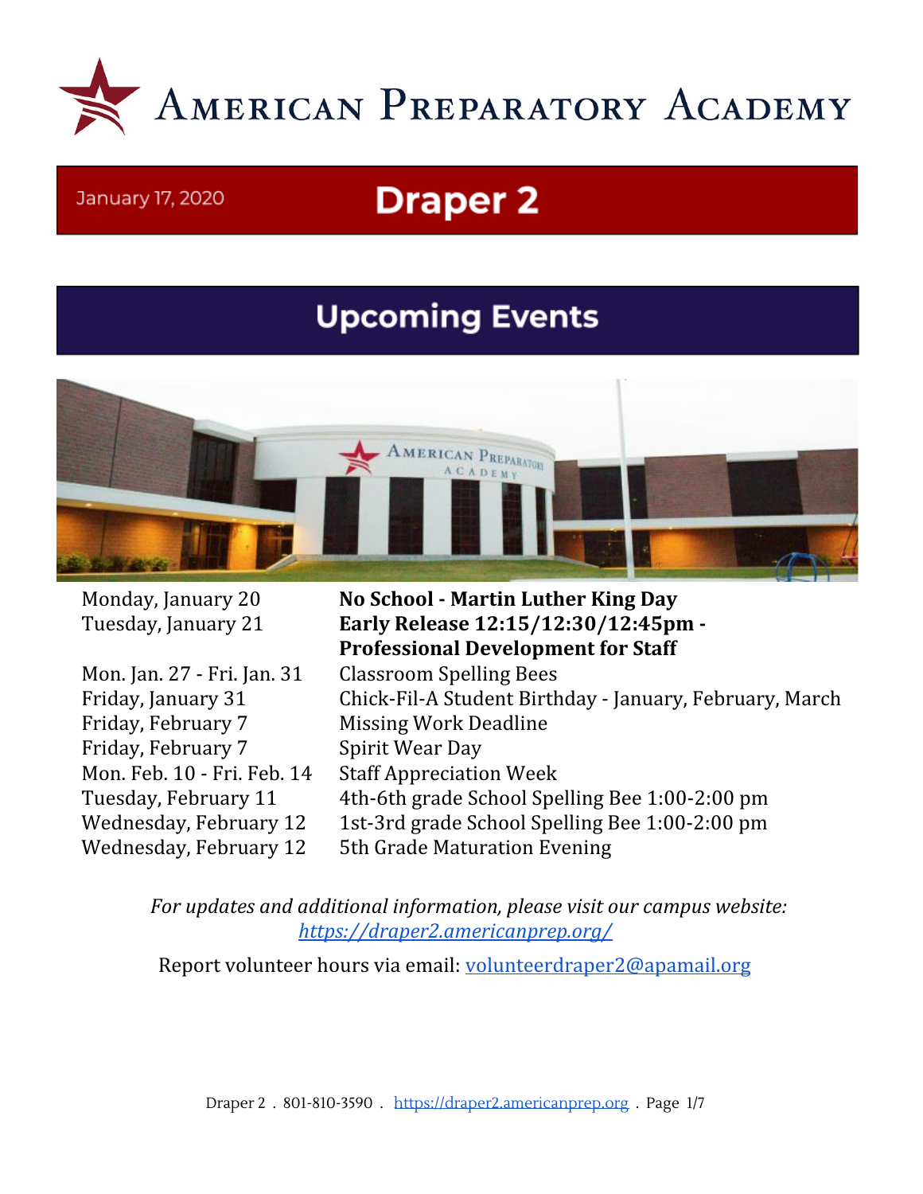# American Preparatory Academy

January 17, 2020

## Draper 2

## Upcoming Events

| | |
|---|---|
| Monday, January 20 | **No School - Martin Luther King Day** |
| Tuesday, January 21 | **Early Release 12:15/12:30/12:45pm - Professional Development for Staff** |
| Mon. Jan. 27 - Fri. Jan. 31 | Classroom Spelling Bees |
| Friday, January 31 | Chick-Fil-A Student Birthday - January, February, March |
| Friday, February 7 | Missing Work Deadline |
| Friday, February 7 | Spirit Wear Day |
| Mon. Feb. 10 - Fri. Feb. 14 | Staff Appreciation Week |
| Tuesday, February 11 | 4th-6th grade School Spelling Bee 1:00-2:00 pm |
| Wednesday, February 12 | 1st-3rd grade School Spelling Bee 1:00-2:00 pm |
| Wednesday, February 12 | 5th Grade Maturation Evening |

*For updates and additional information, please visit our campus website: [https://draper2.americanprep.org/](https://draper2.americanprep.org/)*

Report volunteer hours via email: [volunteerdraper2@apamail.org](mailto:volunteerdraper2@apamail.org)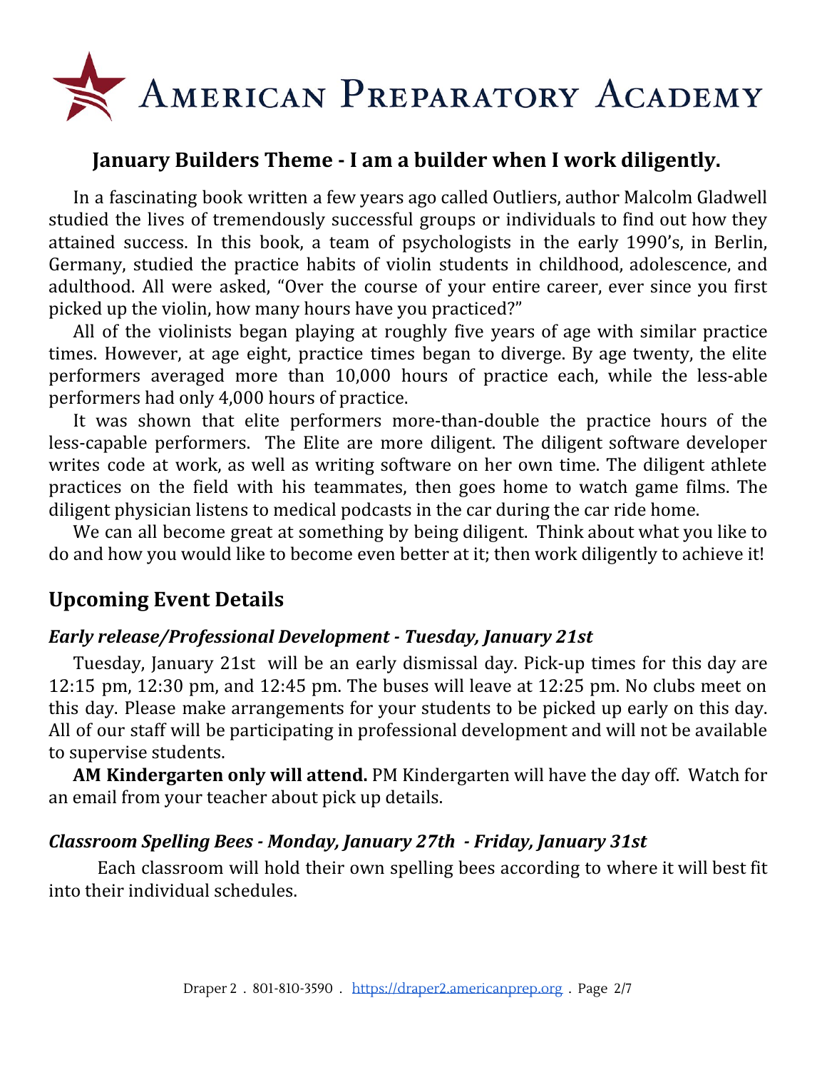# American Preparatory Academy

## January Builders Theme - I am a builder when I work diligently.

In a fascinating book written a few years ago called Outliers, author Malcolm Gladwell studied the lives of tremendously successful groups or individuals to find out how they attained success. In this book, a team of psychologists in the early 1990's, in Berlin, Germany, studied the practice habits of violin students in childhood, adolescence, and adulthood. All were asked, "Over the course of your entire career, ever since you first picked up the violin, how many hours have you practiced?"

All of the violinists began playing at roughly five years of age with similar practice times. However, at age eight, practice times began to diverge. By age twenty, the elite performers averaged more than 10,000 hours of practice each, while the less-able performers had only 4,000 hours of practice.

It was shown that elite performers more-than-double the practice hours of the less-capable performers. The Elite are more diligent. The diligent software developer writes code at work, as well as writing software on her own time. The diligent athlete practices on the field with his teammates, then goes home to watch game films. The diligent physician listens to medical podcasts in the car during the car ride home.

We can all become great at something by being diligent. Think about what you like to do and how you would like to become even better at it; then work diligently to achieve it!

## Upcoming Event Details

### *Early release/Professional Development - Tuesday, January 21st*

Tuesday, January 21st will be an early dismissal day. Pick-up times for this day are 12:15 pm, 12:30 pm, and 12:45 pm. The buses will leave at 12:25 pm. No clubs meet on this day. Please make arrangements for your students to be picked up early on this day. All of our staff will be participating in professional development and will not be available to supervise students.

**AM Kindergarten only will attend.** PM Kindergarten will have the day off. Watch for an email from your teacher about pick up details.

### *Classroom Spelling Bees - Monday, January 27th - Friday, January 31st*

Each classroom will hold their own spelling bees according to where it will best fit into their individual schedules.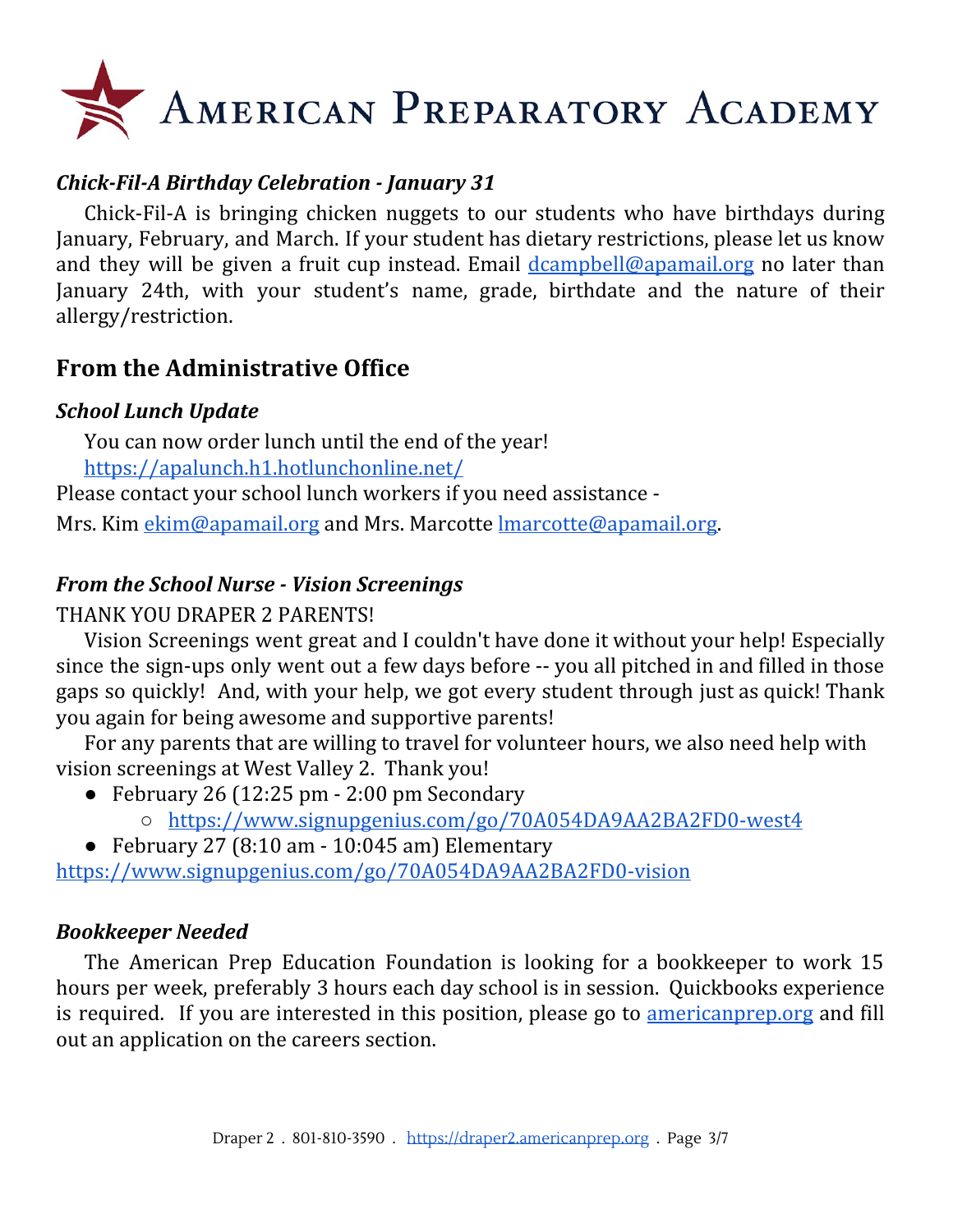# American Preparatory Academy

### *Chick-Fil-A Birthday Celebration - January 31*

Chick-Fil-A is bringing chicken nuggets to our students who have birthdays during January, February, and March. If your student has dietary restrictions, please let us know and they will be given a fruit cup instead. Email [dcampbell@apamail.org](mailto:dcampbell@apamail.org) no later than January 24th, with your student's name, grade, birthdate and the nature of their allergy/restriction.

## From the Administrative Office

### *School Lunch Update*

You can now order lunch until the end of the year!
[https://apalunch.h1.hotlunchonline.net/](https://apalunch.h1.hotlunchonline.net/)

Please contact your school lunch workers if you need assistance -

Mrs. Kim [ekim@apamail.org](mailto:ekim@apamail.org) and Mrs. Marcotte [lmarcotte@apamail.org](mailto:lmarcotte@apamail.org).

### *From the School Nurse - Vision Screenings*

THANK YOU DRAPER 2 PARENTS!

Vision Screenings went great and I couldn't have done it without your help! Especially since the sign-ups only went out a few days before -- you all pitched in and filled in those gaps so quickly! And, with your help, we got every student through just as quick! Thank you again for being awesome and supportive parents!

For any parents that are willing to travel for volunteer hours, we also need help with vision screenings at West Valley 2. Thank you!

- February 26 (12:25 pm - 2:00 pm Secondary
  - [https://www.signupgenius.com/go/70A054DA9AA2BA2FD0-west4](https://www.signupgenius.com/go/70A054DA9AA2BA2FD0-west4)
- February 27 (8:10 am - 10:045 am) Elementary

[https://www.signupgenius.com/go/70A054DA9AA2BA2FD0-vision](https://www.signupgenius.com/go/70A054DA9AA2BA2FD0-vision)

### *Bookkeeper Needed*

The American Prep Education Foundation is looking for a bookkeeper to work 15 hours per week, preferably 3 hours each day school is in session. Quickbooks experience is required. If you are interested in this position, please go to [americanprep.org](https://americanprep.org) and fill out an application on the careers section.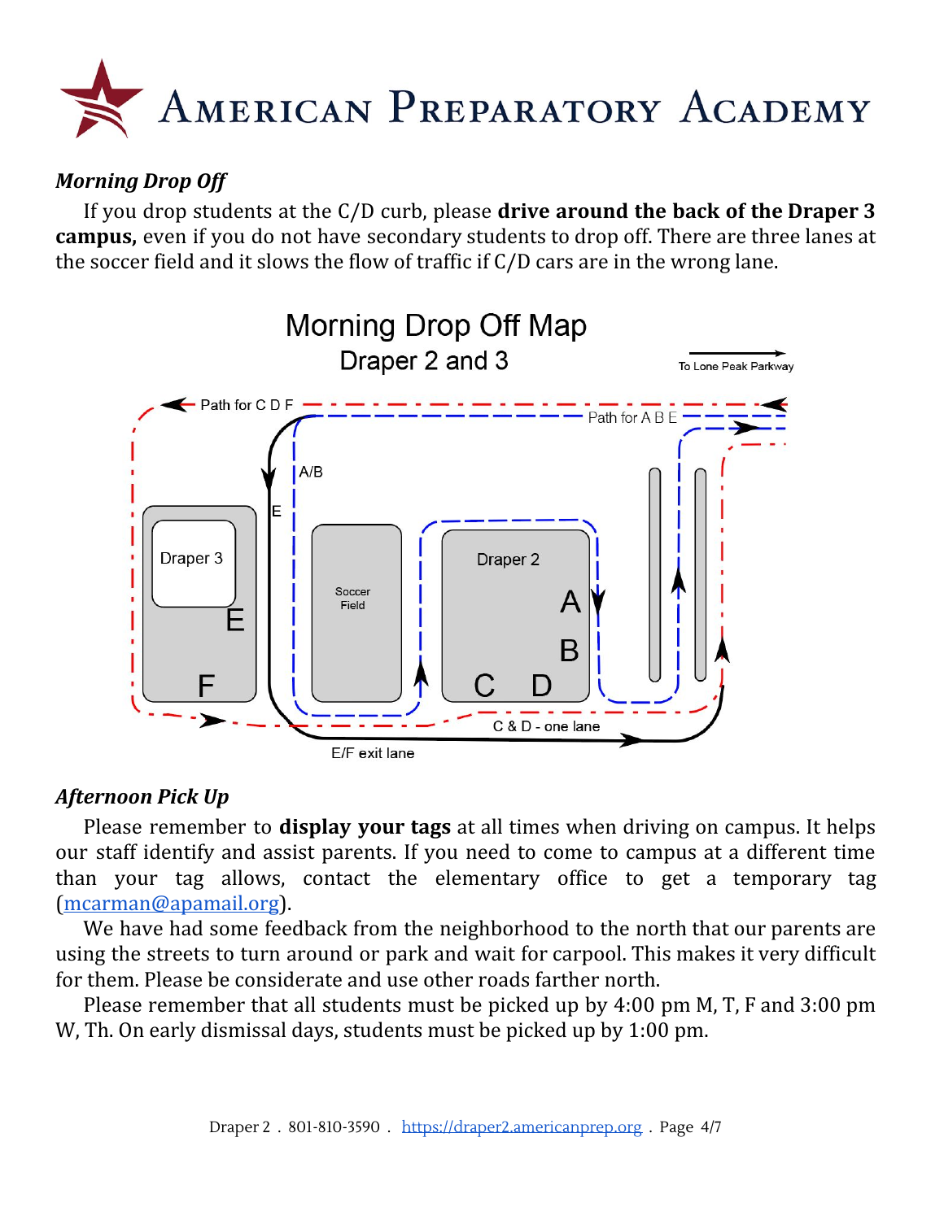# American Preparatory Academy

*__Morning Drop Off__*

If you drop students at the C/D curb, please **drive around the back of the Draper 3 campus,** even if you do not have secondary students to drop off. There are three lanes at the soccer field and it slows the flow of traffic if C/D cars are in the wrong lane.

Morning Drop Off Map

Draper 2 and 3

To Lone Peak Parkway

Path for C D F

Path for A B E

A/B

E

Draper 3

E

F

Soccer Field

Draper 2

A

B

C D

C & D - one lane

E/F exit lane

*__Afternoon Pick Up__*

Please remember to **display your tags** at all times when driving on campus. It helps our staff identify and assist parents. If you need to come to campus at a different time than your tag allows, contact the elementary office to get a temporary tag (mcarman@apamail.org).

We have had some feedback from the neighborhood to the north that our parents are using the streets to turn around or park and wait for carpool. This makes it very difficult for them. Please be considerate and use other roads farther north.

Please remember that all students must be picked up by 4:00 pm M, T, F and 3:00 pm W, Th. On early dismissal days, students must be picked up by 1:00 pm.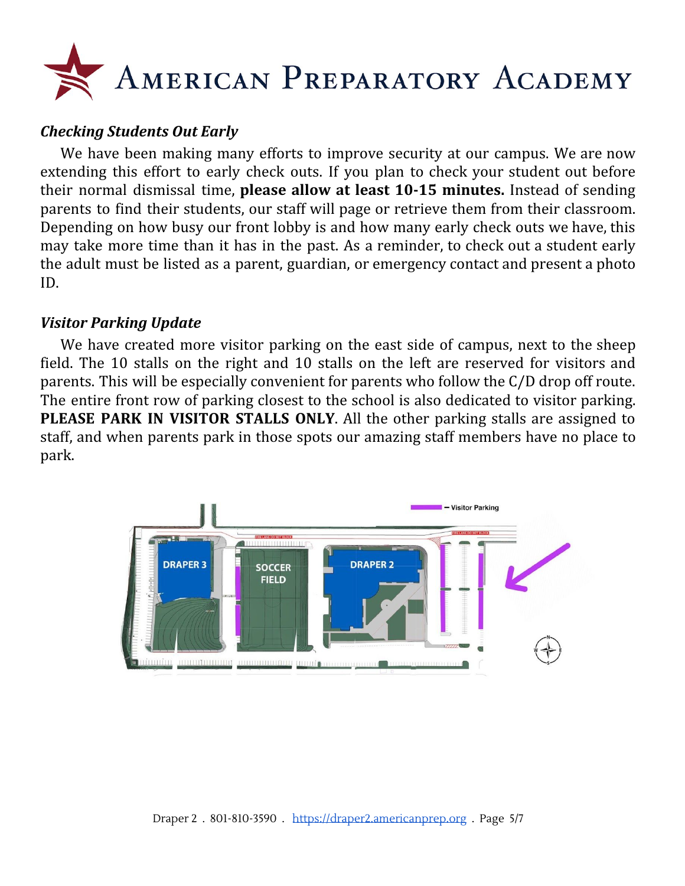# AMERICAN PREPARATORY ACADEMY

### *Checking Students Out Early*

We have been making many efforts to improve security at our campus. We are now extending this effort to early check outs. If you plan to check your student out before their normal dismissal time, **please allow at least 10-15 minutes.** Instead of sending parents to find their students, our staff will page or retrieve them from their classroom. Depending on how busy our front lobby is and how many early check outs we have, this may take more time than it has in the past. As a reminder, to check out a student early the adult must be listed as a parent, guardian, or emergency contact and present a photo ID.

### *Visitor Parking Update*

We have created more visitor parking on the east side of campus, next to the sheep field. The 10 stalls on the right and 10 stalls on the left are reserved for visitors and parents. This will be especially convenient for parents who follow the C/D drop off route. The entire front row of parking closest to the school is also dedicated to visitor parking. **PLEASE PARK IN VISITOR STALLS ONLY**. All the other parking stalls are assigned to staff, and when parents park in those spots our amazing staff members have no place to park.

— Visitor Parking

DRAPER 3

SOCCER FIELD

DRAPER 2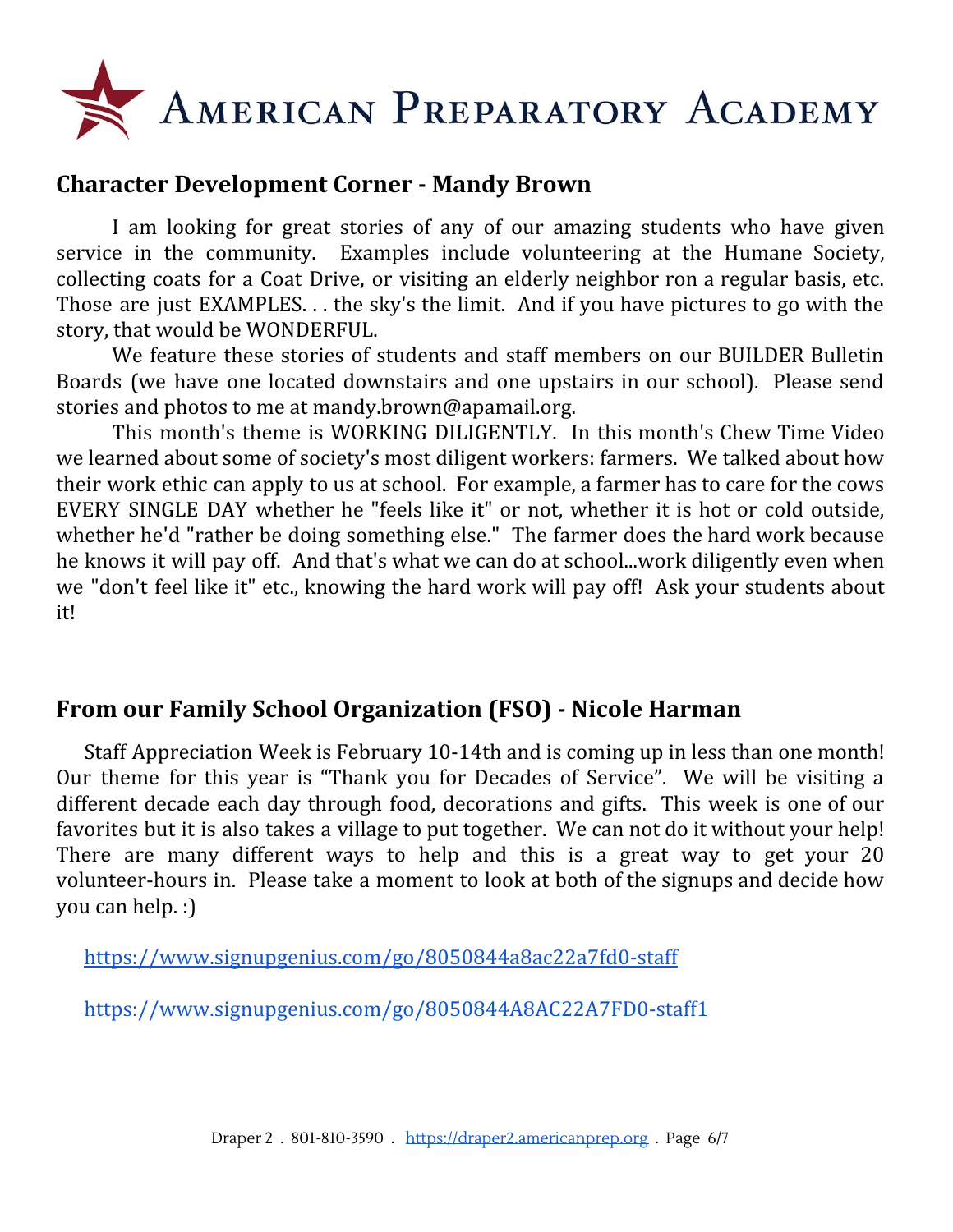# American Preparatory Academy

## Character Development Corner - Mandy Brown

I am looking for great stories of any of our amazing students who have given service in the community. Examples include volunteering at the Humane Society, collecting coats for a Coat Drive, or visiting an elderly neighbor ron a regular basis, etc. Those are just EXAMPLES. . . the sky's the limit. And if you have pictures to go with the story, that would be WONDERFUL.

We feature these stories of students and staff members on our BUILDER Bulletin Boards (we have one located downstairs and one upstairs in our school). Please send stories and photos to me at mandy.brown@apamail.org.

This month's theme is WORKING DILIGENTLY. In this month's Chew Time Video we learned about some of society's most diligent workers: farmers. We talked about how their work ethic can apply to us at school. For example, a farmer has to care for the cows EVERY SINGLE DAY whether he "feels like it" or not, whether it is hot or cold outside, whether he'd "rather be doing something else." The farmer does the hard work because he knows it will pay off. And that's what we can do at school...work diligently even when we "don't feel like it" etc., knowing the hard work will pay off! Ask your students about it!

## From our Family School Organization (FSO) - Nicole Harman

Staff Appreciation Week is February 10-14th and is coming up in less than one month! Our theme for this year is "Thank you for Decades of Service". We will be visiting a different decade each day through food, decorations and gifts. This week is one of our favorites but it is also takes a village to put together. We can not do it without your help! There are many different ways to help and this is a great way to get your 20 volunteer-hours in. Please take a moment to look at both of the signups and decide how you can help. :)

https://www.signupgenius.com/go/8050844a8ac22a7fd0-staff

https://www.signupgenius.com/go/8050844A8AC22A7FD0-staff1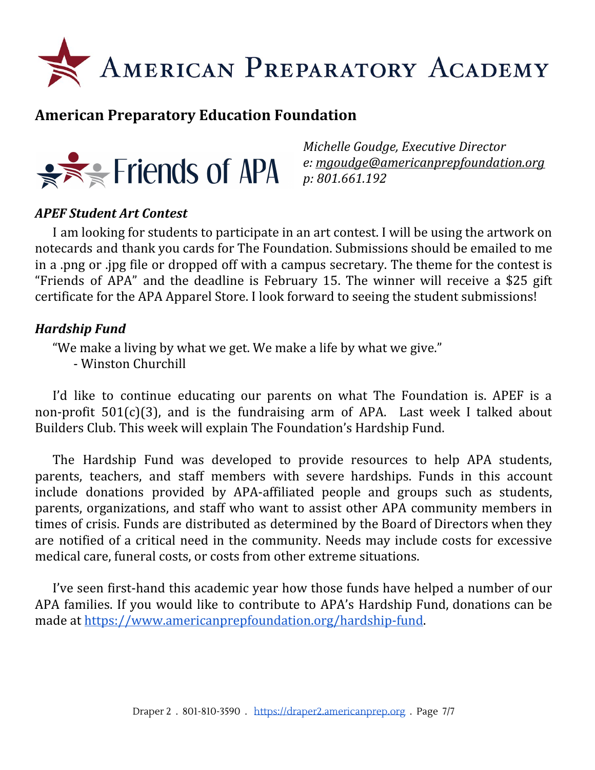# American Preparatory Academy

## American Preparatory Education Foundation

Friends of APA

*Michelle Goudge, Executive Director*
*e: mgoudge@americanprepfoundation.org*
*p: 801.661.192*

### *APEF Student Art Contest*

I am looking for students to participate in an art contest. I will be using the artwork on notecards and thank you cards for The Foundation. Submissions should be emailed to me in a .png or .jpg file or dropped off with a campus secretary. The theme for the contest is "Friends of APA" and the deadline is February 15. The winner will receive a $25 gift certificate for the APA Apparel Store. I look forward to seeing the student submissions!

### *Hardship Fund*

"We make a living by what we get. We make a life by what we give."
- Winston Churchill

I'd like to continue educating our parents on what The Foundation is. APEF is a non-profit 501(c)(3), and is the fundraising arm of APA. Last week I talked about Builders Club. This week will explain The Foundation's Hardship Fund.

The Hardship Fund was developed to provide resources to help APA students, parents, teachers, and staff members with severe hardships. Funds in this account include donations provided by APA-affiliated people and groups such as students, parents, organizations, and staff who want to assist other APA community members in times of crisis. Funds are distributed as determined by the Board of Directors when they are notified of a critical need in the community. Needs may include costs for excessive medical care, funeral costs, or costs from other extreme situations.

I've seen first-hand this academic year how those funds have helped a number of our APA families. If you would like to contribute to APA's Hardship Fund, donations can be made at https://www.americanprepfoundation.org/hardship-fund.